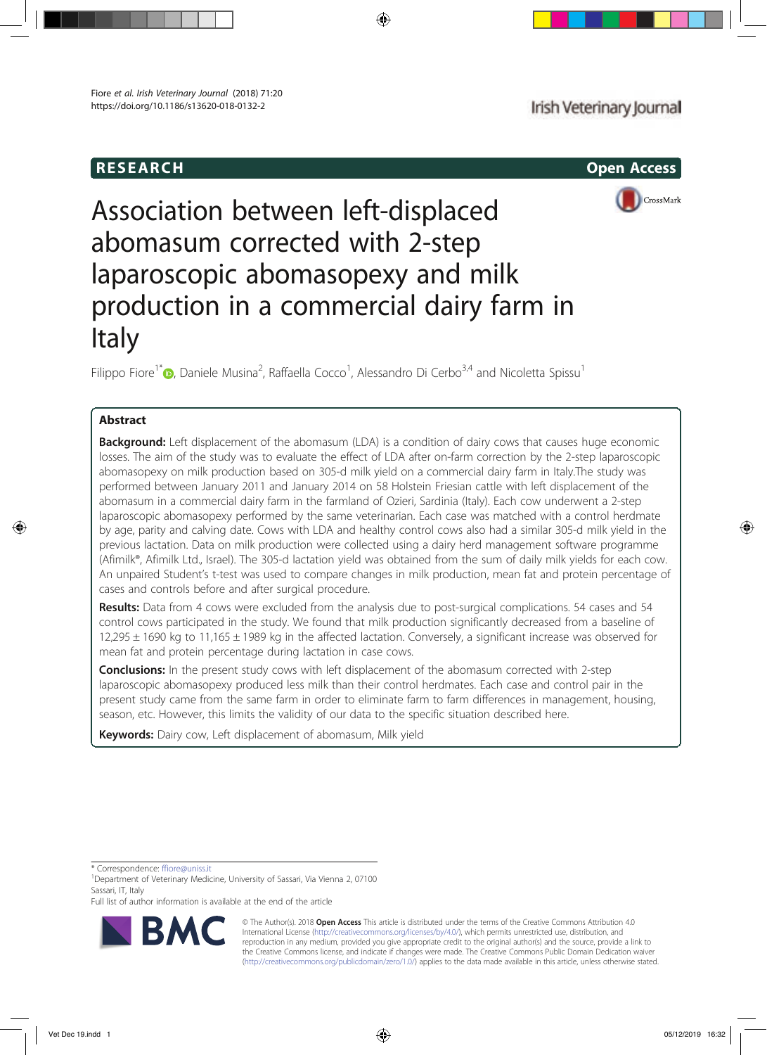RESEARCH

Open Access

# Association between left-displaced abomasum corrected with 2-step laparoscopic abomasopexy and milk production in a commercial dairy farm in Italy

Filippo Fiore[1*], Daniele Musina[2], Raffaella Cocco[1], Alessandro Di Cerbo[3,4] and Nicoletta Spissu[1]

## Abstract

**Background:** Left displacement of the abomasum (LDA) is a condition of dairy cows that causes huge economic losses. The aim of the study was to evaluate the effect of LDA after on-farm correction by the 2-step laparoscopic abomasopexy on milk production based on 305-d milk yield on a commercial dairy farm in Italy.The study was performed between January 2011 and January 2014 on 58 Holstein Friesian cattle with left displacement of the abomasum in a commercial dairy farm in the farmland of Ozieri, Sardinia (Italy). Each cow underwent a 2-step laparoscopic abomasopexy performed by the same veterinarian. Each case was matched with a control herdmate by age, parity and calving date. Cows with LDA and healthy control cows also had a similar 305-d milk yield in the previous lactation. Data on milk production were collected using a dairy herd management software programme (Afimilk®, Afimilk Ltd., Israel). The 305-d lactation yield was obtained from the sum of daily milk yields for each cow. An unpaired Student's t-test was used to compare changes in milk production, mean fat and protein percentage of cases and controls before and after surgical procedure.

**Results:** Data from 4 cows were excluded from the analysis due to post-surgical complications. 54 cases and 54 control cows participated in the study. We found that milk production significantly decreased from a baseline of 12,295 ± 1690 kg to 11,165 ± 1989 kg in the affected lactation. Conversely, a significant increase was observed for mean fat and protein percentage during lactation in case cows.

**Conclusions:** In the present study cows with left displacement of the abomasum corrected with 2-step laparoscopic abomasopexy produced less milk than their control herdmates. Each case and control pair in the present study came from the same farm in order to eliminate farm to farm differences in management, housing, season, etc. However, this limits the validity of our data to the specific situation described here.

**Keywords:** Dairy cow, Left displacement of abomasum, Milk yield

---

\* Correspondence: ffiore@uniss.it

[1]Department of Veterinary Medicine, University of Sassari, Via Vienna 2, 07100 Sassari, IT, Italy

Full list of author information is available at the end of the article

© The Author(s). 2018 **Open Access** This article is distributed under the terms of the Creative Commons Attribution 4.0 International License (http://creativecommons.org/licenses/by/4.0/), which permits unrestricted use, distribution, and reproduction in any medium, provided you give appropriate credit to the original author(s) and the source, provide a link to the Creative Commons license, and indicate if changes were made. The Creative Commons Public Domain Dedication waiver (http://creativecommons.org/publicdomain/zero/1.0/) applies to the data made available in this article, unless otherwise stated.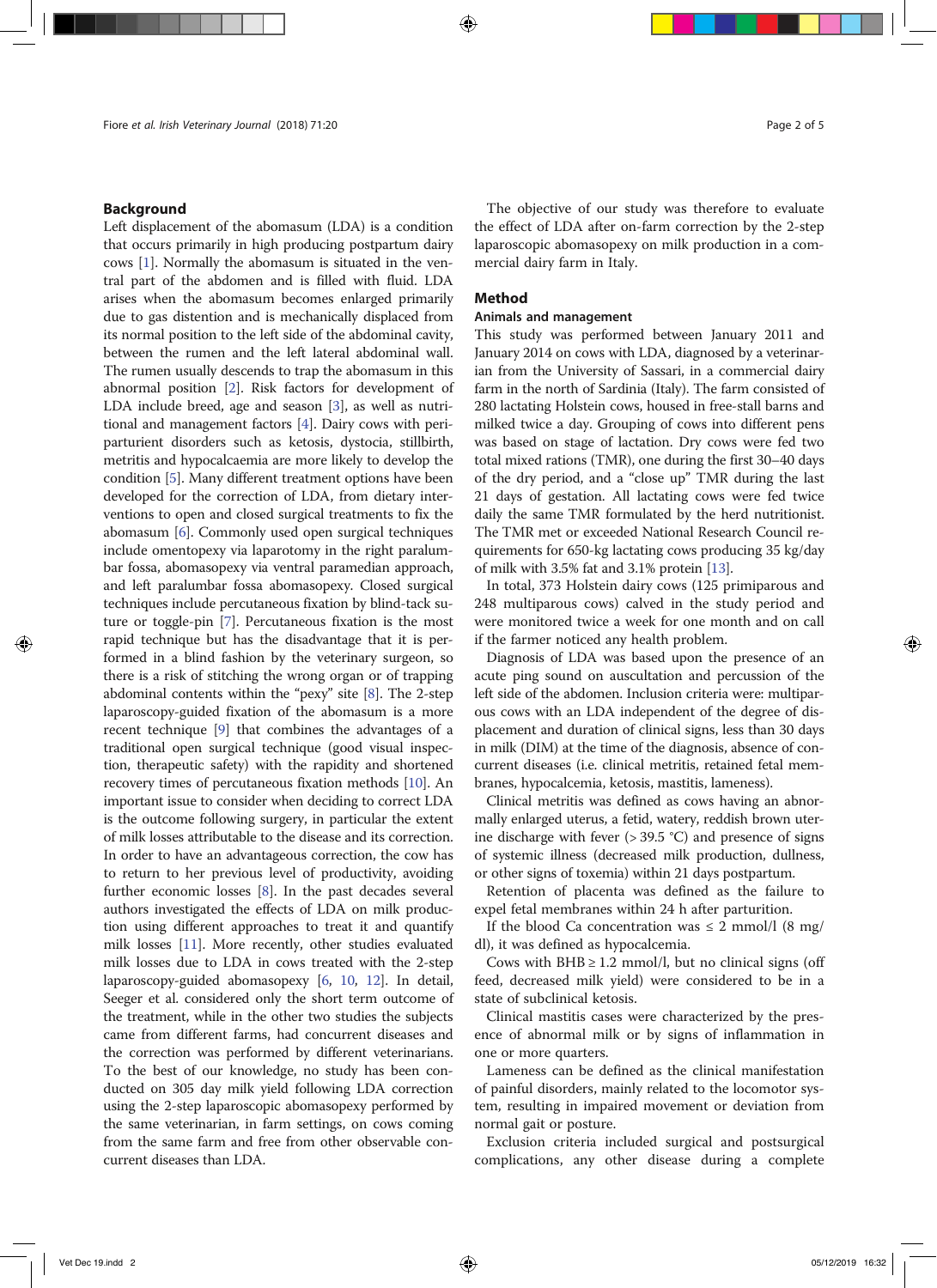## Background

Left displacement of the abomasum (LDA) is a condition that occurs primarily in high producing postpartum dairy cows [1]. Normally the abomasum is situated in the ventral part of the abdomen and is filled with fluid. LDA arises when the abomasum becomes enlarged primarily due to gas distention and is mechanically displaced from its normal position to the left side of the abdominal cavity, between the rumen and the left lateral abdominal wall. The rumen usually descends to trap the abomasum in this abnormal position [2]. Risk factors for development of LDA include breed, age and season [3], as well as nutritional and management factors [4]. Dairy cows with periparturient disorders such as ketosis, dystocia, stillbirth, metritis and hypocalcaemia are more likely to develop the condition [5]. Many different treatment options have been developed for the correction of LDA, from dietary interventions to open and closed surgical treatments to fix the abomasum [6]. Commonly used open surgical techniques include omentopexy via laparotomy in the right paralumbar fossa, abomasopexy via ventral paramedian approach, and left paralumbar fossa abomasopexy. Closed surgical techniques include percutaneous fixation by blind-tack suture or toggle-pin [7]. Percutaneous fixation is the most rapid technique but has the disadvantage that it is performed in a blind fashion by the veterinary surgeon, so there is a risk of stitching the wrong organ or of trapping abdominal contents within the "pexy" site [8]. The 2-step laparoscopy-guided fixation of the abomasum is a more recent technique [9] that combines the advantages of a traditional open surgical technique (good visual inspection, therapeutic safety) with the rapidity and shortened recovery times of percutaneous fixation methods [10]. An important issue to consider when deciding to correct LDA is the outcome following surgery, in particular the extent of milk losses attributable to the disease and its correction. In order to have an advantageous correction, the cow has to return to her previous level of productivity, avoiding further economic losses [8]. In the past decades several authors investigated the effects of LDA on milk production using different approaches to treat it and quantify milk losses [11]. More recently, other studies evaluated milk losses due to LDA in cows treated with the 2-step laparoscopy-guided abomasopexy [6, 10, 12]. In detail, Seeger et al. considered only the short term outcome of the treatment, while in the other two studies the subjects came from different farms, had concurrent diseases and the correction was performed by different veterinarians. To the best of our knowledge, no study has been conducted on 305 day milk yield following LDA correction using the 2-step laparoscopic abomasopexy performed by the same veterinarian, in farm settings, on cows coming from the same farm and free from other observable concurrent diseases than LDA.

The objective of our study was therefore to evaluate the effect of LDA after on-farm correction by the 2-step laparoscopic abomasopexy on milk production in a commercial dairy farm in Italy.

## Method

### Animals and management

This study was performed between January 2011 and January 2014 on cows with LDA, diagnosed by a veterinarian from the University of Sassari, in a commercial dairy farm in the north of Sardinia (Italy). The farm consisted of 280 lactating Holstein cows, housed in free-stall barns and milked twice a day. Grouping of cows into different pens was based on stage of lactation. Dry cows were fed two total mixed rations (TMR), one during the first 30–40 days of the dry period, and a "close up" TMR during the last 21 days of gestation. All lactating cows were fed twice daily the same TMR formulated by the herd nutritionist. The TMR met or exceeded National Research Council requirements for 650-kg lactating cows producing 35 kg/day of milk with 3.5% fat and 3.1% protein [13].

In total, 373 Holstein dairy cows (125 primiparous and 248 multiparous cows) calved in the study period and were monitored twice a week for one month and on call if the farmer noticed any health problem.

Diagnosis of LDA was based upon the presence of an acute ping sound on auscultation and percussion of the left side of the abdomen. Inclusion criteria were: multiparous cows with an LDA independent of the degree of displacement and duration of clinical signs, less than 30 days in milk (DIM) at the time of the diagnosis, absence of concurrent diseases (i.e. clinical metritis, retained fetal membranes, hypocalcemia, ketosis, mastitis, lameness).

Clinical metritis was defined as cows having an abnormally enlarged uterus, a fetid, watery, reddish brown uterine discharge with fever (> 39.5 °C) and presence of signs of systemic illness (decreased milk production, dullness, or other signs of toxemia) within 21 days postpartum.

Retention of placenta was defined as the failure to expel fetal membranes within 24 h after parturition.

If the blood Ca concentration was ≤ 2 mmol/l (8 mg/dl), it was defined as hypocalcemia.

Cows with BHB ≥ 1.2 mmol/l, but no clinical signs (off feed, decreased milk yield) were considered to be in a state of subclinical ketosis.

Clinical mastitis cases were characterized by the presence of abnormal milk or by signs of inflammation in one or more quarters.

Lameness can be defined as the clinical manifestation of painful disorders, mainly related to the locomotor system, resulting in impaired movement or deviation from normal gait or posture.

Exclusion criteria included surgical and postsurgical complications, any other disease during a complete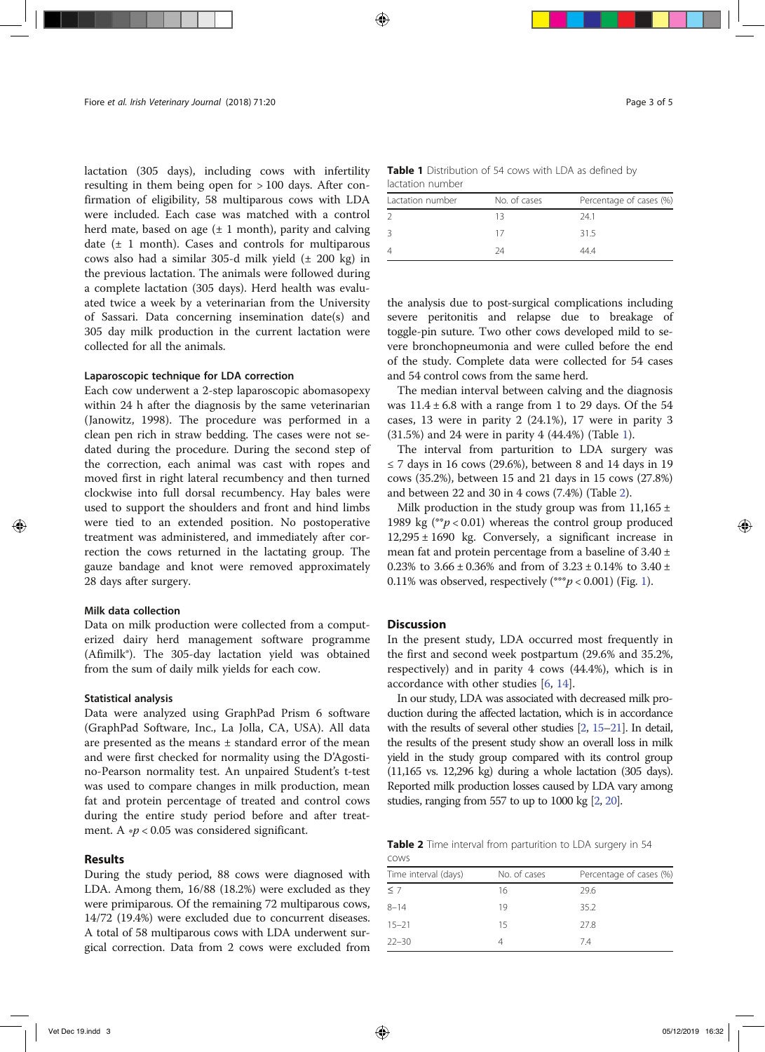lactation (305 days), including cows with infertility resulting in them being open for > 100 days. After confirmation of eligibility, 58 multiparous cows with LDA were included. Each case was matched with a control herd mate, based on age (± 1 month), parity and calving date (± 1 month). Cases and controls for multiparous cows also had a similar 305-d milk yield (± 200 kg) in the previous lactation. The animals were followed during a complete lactation (305 days). Herd health was evaluated twice a week by a veterinarian from the University of Sassari. Data concerning insemination date(s) and 305 day milk production in the current lactation were collected for all the animals.

### Laparoscopic technique for LDA correction

Each cow underwent a 2-step laparoscopic abomasopexy within 24 h after the diagnosis by the same veterinarian (Janowitz, 1998). The procedure was performed in a clean pen rich in straw bedding. The cases were not sedated during the procedure. During the second step of the correction, each animal was cast with ropes and moved first in right lateral recumbency and then turned clockwise into full dorsal recumbency. Hay bales were used to support the shoulders and front and hind limbs were tied to an extended position. No postoperative treatment was administered, and immediately after correction the cows returned in the lactating group. The gauze bandage and knot were removed approximately 28 days after surgery.

### Milk data collection

Data on milk production were collected from a computerized dairy herd management software programme (Afimilk®). The 305-day lactation yield was obtained from the sum of daily milk yields for each cow.

### Statistical analysis

Data were analyzed using GraphPad Prism 6 software (GraphPad Software, Inc., La Jolla, CA, USA). All data are presented as the means ± standard error of the mean and were first checked for normality using the D'Agostino-Pearson normality test. An unpaired Student's t-test was used to compare changes in milk production, mean fat and protein percentage of treated and control cows during the entire study period before and after treatment. A $*p < 0.05$ was considered significant.

## Results

During the study period, 88 cows were diagnosed with LDA. Among them, 16/88 (18.2%) were excluded as they were primiparous. Of the remaining 72 multiparous cows, 14/72 (19.4%) were excluded due to concurrent diseases. A total of 58 multiparous cows with LDA underwent surgical correction. Data from 2 cows were excluded from the analysis due to post-surgical complications including severe peritonitis and relapse due to breakage of toggle-pin suture. Two other cows developed mild to severe bronchopneumonia and were culled before the end of the study. Complete data were collected for 54 cases and 54 control cows from the same herd.

**Table 1** Distribution of 54 cows with LDA as defined by lactation number

| Lactation number | No. of cases | Percentage of cases (%) |
|---|---|---|
| 2 | 13 | 24.1 |
| 3 | 17 | 31.5 |
| 4 | 24 | 44.4 |

The median interval between calving and the diagnosis was 11.4 ± 6.8 with a range from 1 to 29 days. Of the 54 cases, 13 were in parity 2 (24.1%), 17 were in parity 3 (31.5%) and 24 were in parity 4 (44.4%) (Table 1).

The interval from parturition to LDA surgery was ≤ 7 days in 16 cows (29.6%), between 8 and 14 days in 19 cows (35.2%), between 15 and 21 days in 15 cows (27.8%) and between 22 and 30 in 4 cows (7.4%) (Table 2).

Milk production in the study group was from 11,165 ± 1989 kg ($**p < 0.01$) whereas the control group produced 12,295 ± 1690 kg. Conversely, a significant increase in mean fat and protein percentage from a baseline of 3.40 ± 0.23% to 3.66 ± 0.36% and from of 3.23 ± 0.14% to 3.40 ± 0.11% was observed, respectively ($***p < 0.001$) (Fig. 1).

## Discussion

In the present study, LDA occurred most frequently in the first and second week postpartum (29.6% and 35.2%, respectively) and in parity 4 cows (44.4%), which is in accordance with other studies [6, 14].

In our study, LDA was associated with decreased milk production during the affected lactation, which is in accordance with the results of several other studies [2, 15–21]. In detail, the results of the present study show an overall loss in milk yield in the study group compared with its control group (11,165 vs. 12,296 kg) during a whole lactation (305 days). Reported milk production losses caused by LDA vary among studies, ranging from 557 to up to 1000 kg [2, 20].

**Table 2** Time interval from parturition to LDA surgery in 54 cows

| Time interval (days) | No. of cases | Percentage of cases (%) |
|---|---|---|
| ≤ 7 | 16 | 29.6 |
| 8–14 | 19 | 35.2 |
| 15–21 | 15 | 27.8 |
| 22–30 | 4 | 7.4 |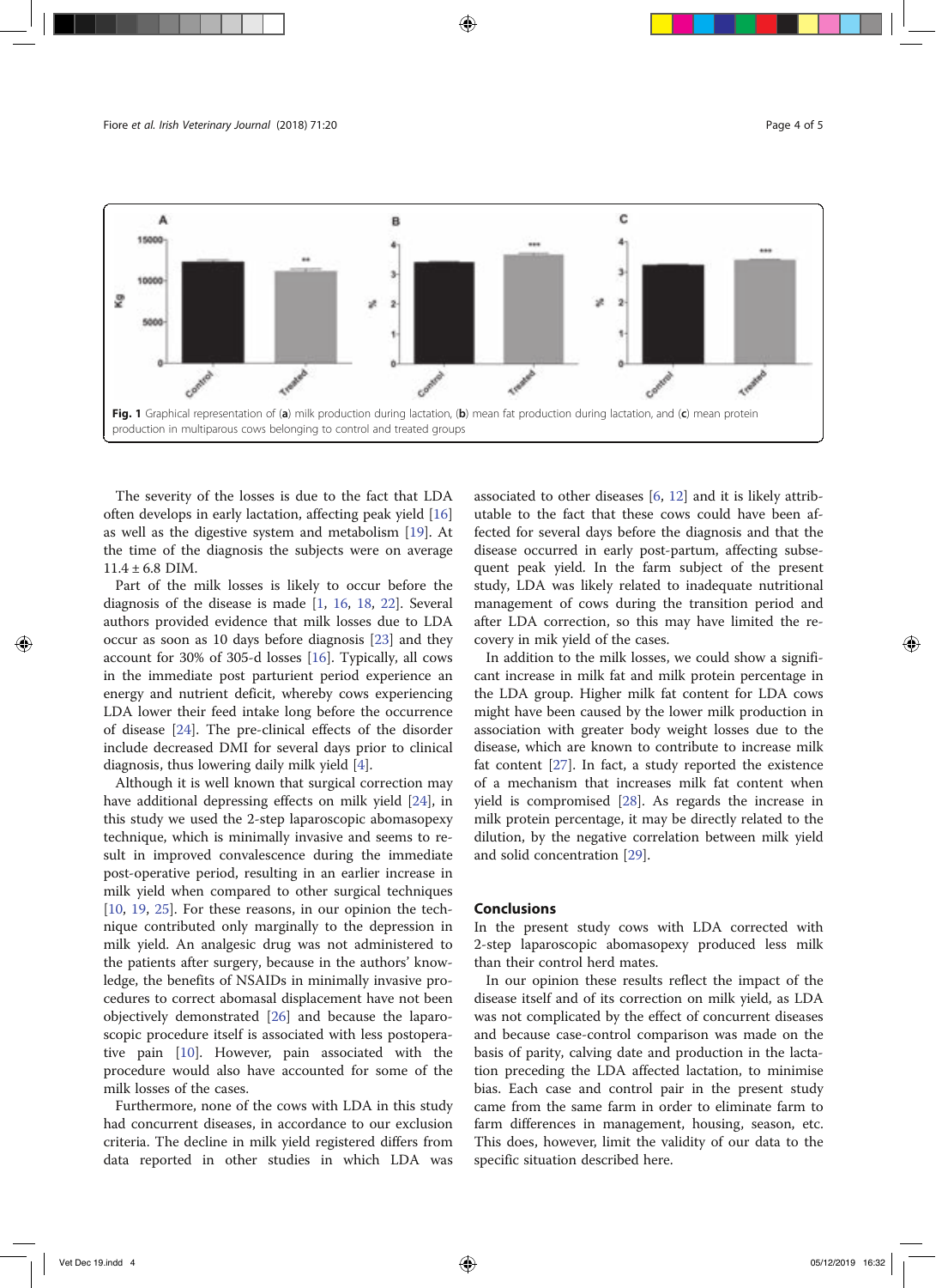A

15000

10000

Kg

5000

0

Control

Treated

**

B

4

3

%

2

1

0

Control

Treated

***

C

4

3

%

2

1

0

Control

Treated

***

**Fig. 1** Graphical representation of (**a**) milk production during lactation, (**b**) mean fat production during lactation, and (**c**) mean protein production in multiparous cows belonging to control and treated groups

The severity of the losses is due to the fact that LDA often develops in early lactation, affecting peak yield [16] as well as the digestive system and metabolism [19]. At the time of the diagnosis the subjects were on average 11.4 ± 6.8 DIM.

Part of the milk losses is likely to occur before the diagnosis of the disease is made [1, 16, 18, 22]. Several authors provided evidence that milk losses due to LDA occur as soon as 10 days before diagnosis [23] and they account for 30% of 305-d losses [16]. Typically, all cows in the immediate post parturient period experience an energy and nutrient deficit, whereby cows experiencing LDA lower their feed intake long before the occurrence of disease [24]. The pre-clinical effects of the disorder include decreased DMI for several days prior to clinical diagnosis, thus lowering daily milk yield [4].

Although it is well known that surgical correction may have additional depressing effects on milk yield [24], in this study we used the 2-step laparoscopic abomasopexy technique, which is minimally invasive and seems to result in improved convalescence during the immediate post-operative period, resulting in an earlier increase in milk yield when compared to other surgical techniques [10, 19, 25]. For these reasons, in our opinion the technique contributed only marginally to the depression in milk yield. An analgesic drug was not administered to the patients after surgery, because in the authors' knowledge, the benefits of NSAIDs in minimally invasive procedures to correct abomasal displacement have not been objectively demonstrated [26] and because the laparoscopic procedure itself is associated with less postoperative pain [10]. However, pain associated with the procedure would also have accounted for some of the milk losses of the cases.

Furthermore, none of the cows with LDA in this study had concurrent diseases, in accordance to our exclusion criteria. The decline in milk yield registered differs from data reported in other studies in which LDA was associated to other diseases [6, 12] and it is likely attributable to the fact that these cows could have been affected for several days before the diagnosis and that the disease occurred in early post-partum, affecting subsequent peak yield. In the farm subject of the present study, LDA was likely related to inadequate nutritional management of cows during the transition period and after LDA correction, so this may have limited the recovery in mik yield of the cases.

In addition to the milk losses, we could show a significant increase in milk fat and milk protein percentage in the LDA group. Higher milk fat content for LDA cows might have been caused by the lower milk production in association with greater body weight losses due to the disease, which are known to contribute to increase milk fat content [27]. In fact, a study reported the existence of a mechanism that increases milk fat content when yield is compromised [28]. As regards the increase in milk protein percentage, it may be directly related to the dilution, by the negative correlation between milk yield and solid concentration [29].

## Conclusions

In the present study cows with LDA corrected with 2-step laparoscopic abomasopexy produced less milk than their control herd mates.

In our opinion these results reflect the impact of the disease itself and of its correction on milk yield, as LDA was not complicated by the effect of concurrent diseases and because case-control comparison was made on the basis of parity, calving date and production in the lactation preceding the LDA affected lactation, to minimise bias. Each case and control pair in the present study came from the same farm in order to eliminate farm to farm differences in management, housing, season, etc. This does, however, limit the validity of our data to the specific situation described here.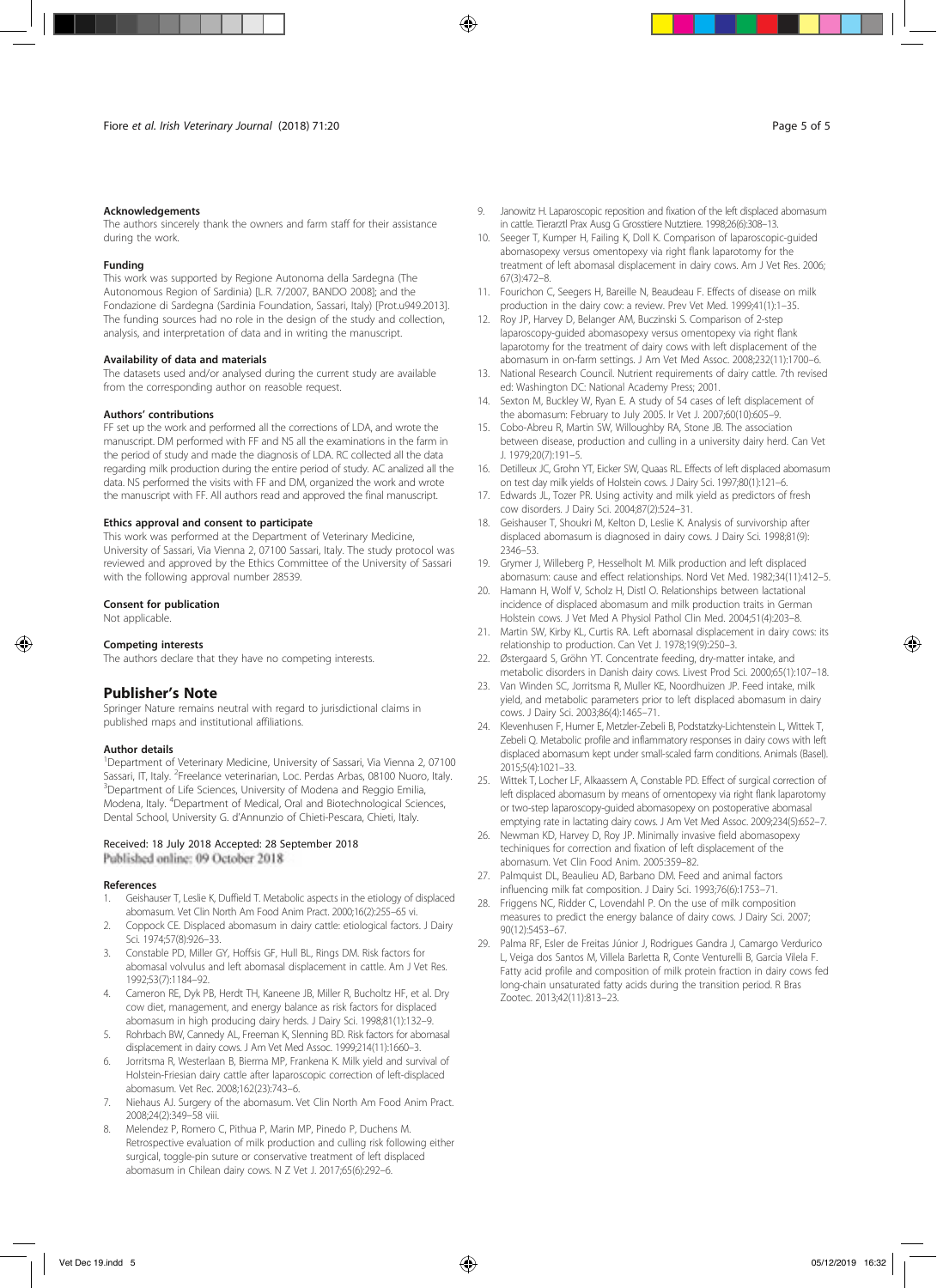#### Acknowledgements

The authors sincerely thank the owners and farm staff for their assistance during the work.

#### Funding

This work was supported by Regione Autonoma della Sardegna (The Autonomous Region of Sardinia) [L.R. 7/2007, BANDO 2008]; and the Fondazione di Sardegna (Sardinia Foundation, Sassari, Italy) [Prot.u949.2013]. The funding sources had no role in the design of the study and collection, analysis, and interpretation of data and in writing the manuscript.

#### Availability of data and materials

The datasets used and/or analysed during the current study are available from the corresponding author on reasoble request.

#### Authors' contributions

FF set up the work and performed all the corrections of LDA, and wrote the manuscript. DM performed with FF and NS all the examinations in the farm in the period of study and made the diagnosis of LDA. RC collected all the data regarding milk production during the entire period of study. AC analized all the data. NS performed the visits with FF and DM, organized the work and wrote the manuscript with FF. All authors read and approved the final manuscript.

#### Ethics approval and consent to participate

This work was performed at the Department of Veterinary Medicine, University of Sassari, Via Vienna 2, 07100 Sassari, Italy. The study protocol was reviewed and approved by the Ethics Committee of the University of Sassari with the following approval number 28539.

#### Consent for publication

Not applicable.

#### Competing interests

The authors declare that they have no competing interests.

### Publisher's Note

Springer Nature remains neutral with regard to jurisdictional claims in published maps and institutional affiliations.

#### Author details

[1]Department of Veterinary Medicine, University of Sassari, Via Vienna 2, 07100 Sassari, IT, Italy. [2]Freelance veterinarian, Loc. Perdas Arbas, 08100 Nuoro, Italy. [3]Department of Life Sciences, University of Modena and Reggio Emilia, Modena, Italy. [4]Department of Medical, Oral and Biotechnological Sciences, Dental School, University G. d'Annunzio of Chieti-Pescara, Chieti, Italy.

Received: 18 July 2018 Accepted: 28 September 2018
Published online: 09 October 2018

#### References

1. Geishauser T, Leslie K, Duffield T. Metabolic aspects in the etiology of displaced abomasum. Vet Clin North Am Food Anim Pract. 2000;16(2):255–65 vi.
2. Coppock CE. Displaced abomasum in dairy cattle: etiological factors. J Dairy Sci. 1974;57(8):926–33.
3. Constable PD, Miller GY, Hoffsis GF, Hull BL, Rings DM. Risk factors for abomasal volvulus and left abomasal displacement in cattle. Am J Vet Res. 1992;53(7):1184–92.
4. Cameron RE, Dyk PB, Herdt TH, Kaneene JB, Miller R, Bucholtz HF, et al. Dry cow diet, management, and energy balance as risk factors for displaced abomasum in high producing dairy herds. J Dairy Sci. 1998;81(1):132–9.
5. Rohrbach BW, Cannedy AL, Freeman K, Slenning BD. Risk factors for abomasal displacement in dairy cows. J Am Vet Med Assoc. 1999;214(11):1660–3.
6. Jorritsma R, Westerlaan B, Bierma MP, Frankena K. Milk yield and survival of Holstein-Friesian dairy cattle after laparoscopic correction of left-displaced abomasum. Vet Rec. 2008;162(23):743–6.
7. Niehaus AJ. Surgery of the abomasum. Vet Clin North Am Food Anim Pract. 2008;24(2):349–58 viii.
8. Melendez P, Romero C, Pithua P, Marin MP, Pinedo P, Duchens M. Retrospective evaluation of milk production and culling risk following either surgical, toggle-pin suture or conservative treatment of left displaced abomasum in Chilean dairy cows. N Z Vet J. 2017;65(6):292–6.
9. Janowitz H. Laparoscopic reposition and fixation of the left displaced abomasum in cattle. Tierarztl Prax Ausg G Grosstiere Nutztiere. 1998;26(6):308–13.
10. Seeger T, Kumper H, Failing K, Doll K. Comparison of laparoscopic-guided abomasopexy versus omentopexy via right flank laparotomy for the treatment of left abomasal displacement in dairy cows. Am J Vet Res. 2006;67(3):472–8.
11. Fourichon C, Seegers H, Bareille N, Beaudeau F. Effects of disease on milk production in the dairy cow: a review. Prev Vet Med. 1999;41(1):1–35.
12. Roy JP, Harvey D, Belanger AM, Buczinski S. Comparison of 2-step laparoscopy-guided abomasopexy versus omentopexy via right flank laparotomy for the treatment of dairy cows with left displacement of the abomasum in on-farm settings. J Am Vet Med Assoc. 2008;232(11):1700–6.
13. National Research Council. Nutrient requirements of dairy cattle. 7th revised ed: Washington DC: National Academy Press; 2001.
14. Sexton M, Buckley W, Ryan E. A study of 54 cases of left displacement of the abomasum: February to July 2005. Ir Vet J. 2007;60(10):605–9.
15. Cobo-Abreu R, Martin SW, Willoughby RA, Stone JB. The association between disease, production and culling in a university dairy herd. Can Vet J. 1979;20(7):191–5.
16. Detilleux JC, Grohn YT, Eicker SW, Quaas RL. Effects of left displaced abomasum on test day milk yields of Holstein cows. J Dairy Sci. 1997;80(1):121–6.
17. Edwards JL, Tozer PR. Using activity and milk yield as predictors of fresh cow disorders. J Dairy Sci. 2004;87(2):524–31.
18. Geishauser T, Shoukri M, Kelton D, Leslie K. Analysis of survivorship after displaced abomasum is diagnosed in dairy cows. J Dairy Sci. 1998;81(9):2346–53.
19. Grymer J, Willeberg P, Hesselholt M. Milk production and left displaced abomasum: cause and effect relationships. Nord Vet Med. 1982;34(11):412–5.
20. Hamann H, Wolf V, Scholz H, Distl O. Relationships between lactational incidence of displaced abomasum and milk production traits in German Holstein cows. J Vet Med A Physiol Pathol Clin Med. 2004;51(4):203–8.
21. Martin SW, Kirby KL, Curtis RA. Left abomasal displacement in dairy cows: its relationship to production. Can Vet J. 1978;19(9):250–3.
22. Østergaard S, Gröhn YT. Concentrate feeding, dry-matter intake, and metabolic disorders in Danish dairy cows. Livest Prod Sci. 2000;65(1):107–18.
23. Van Winden SC, Jorritsma R, Muller KE, Noordhuizen JP. Feed intake, milk yield, and metabolic parameters prior to left displaced abomasum in dairy cows. J Dairy Sci. 2003;86(4):1465–71.
24. Klevenhusen F, Humer E, Metzler-Zebeli B, Podstatzky-Lichtenstein L, Wittek T, Zebeli Q. Metabolic profile and inflammatory responses in dairy cows with left displaced abomasum kept under small-scaled farm conditions. Animals (Basel). 2015;5(4):1021–33.
25. Wittek T, Locher LF, Alkaassem A, Constable PD. Effect of surgical correction of left displaced abomasum by means of omentopexy via right flank laparotomy or two-step laparoscopy-guided abomasopexy on postoperative abomasal emptying rate in lactating dairy cows. J Am Vet Med Assoc. 2009;234(5):652–7.
26. Newman KD, Harvey D, Roy JP. Minimally invasive field abomasopexy techiniques for correction and fixation of left displacement of the abomasum. Vet Clin Food Anim. 2005:359–82.
27. Palmquist DL, Beaulieu AD, Barbano DM. Feed and animal factors influencing milk fat composition. J Dairy Sci. 1993;76(6):1753–71.
28. Friggens NC, Ridder C, Lovendahl P. On the use of milk composition measures to predict the energy balance of dairy cows. J Dairy Sci. 2007;90(12):5453–67.
29. Palma RF, Esler de Freitas Júnior J, Rodrigues Gandra J, Camargo Verdurico L, Veiga dos Santos M, Villela Barletta R, Conte Venturelli B, Garcia Vilela F. Fatty acid profile and composition of milk protein fraction in dairy cows fed long-chain unsaturated fatty acids during the transition period. R Bras Zootec. 2013;42(11):813–23.